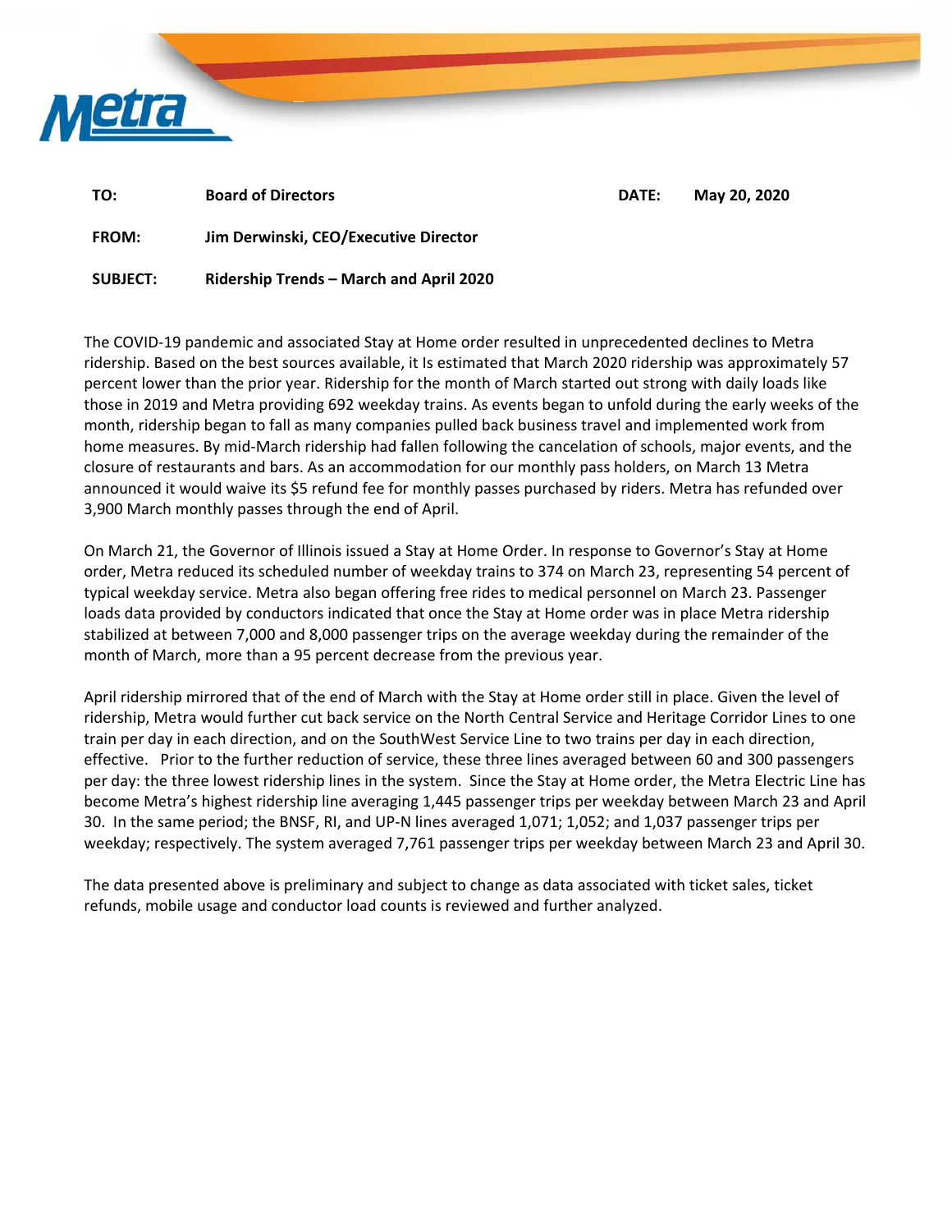| | | | |
|---|---|---|---|
| **TO:** | **Board of Directors** | **DATE:** | **May 20, 2020** |
| **FROM:** | **Jim Derwinski, CEO/Executive Director** | | |
| **SUBJECT:** | **Ridership Trends – March and April 2020** | | |

The COVID-19 pandemic and associated Stay at Home order resulted in unprecedented declines to Metra ridership. Based on the best sources available, it Is estimated that March 2020 ridership was approximately 57 percent lower than the prior year. Ridership for the month of March started out strong with daily loads like those in 2019 and Metra providing 692 weekday trains. As events began to unfold during the early weeks of the month, ridership began to fall as many companies pulled back business travel and implemented work from home measures. By mid-March ridership had fallen following the cancelation of schools, major events, and the closure of restaurants and bars. As an accommodation for our monthly pass holders, on March 13 Metra announced it would waive its $5 refund fee for monthly passes purchased by riders. Metra has refunded over 3,900 March monthly passes through the end of April.

On March 21, the Governor of Illinois issued a Stay at Home Order. In response to Governor's Stay at Home order, Metra reduced its scheduled number of weekday trains to 374 on March 23, representing 54 percent of typical weekday service. Metra also began offering free rides to medical personnel on March 23. Passenger loads data provided by conductors indicated that once the Stay at Home order was in place Metra ridership stabilized at between 7,000 and 8,000 passenger trips on the average weekday during the remainder of the month of March, more than a 95 percent decrease from the previous year.

April ridership mirrored that of the end of March with the Stay at Home order still in place. Given the level of ridership, Metra would further cut back service on the North Central Service and Heritage Corridor Lines to one train per day in each direction, and on the SouthWest Service Line to two trains per day in each direction, effective. Prior to the further reduction of service, these three lines averaged between 60 and 300 passengers per day: the three lowest ridership lines in the system. Since the Stay at Home order, the Metra Electric Line has become Metra's highest ridership line averaging 1,445 passenger trips per weekday between March 23 and April 30. In the same period; the BNSF, RI, and UP-N lines averaged 1,071; 1,052; and 1,037 passenger trips per weekday; respectively. The system averaged 7,761 passenger trips per weekday between March 23 and April 30.

The data presented above is preliminary and subject to change as data associated with ticket sales, ticket refunds, mobile usage and conductor load counts is reviewed and further analyzed.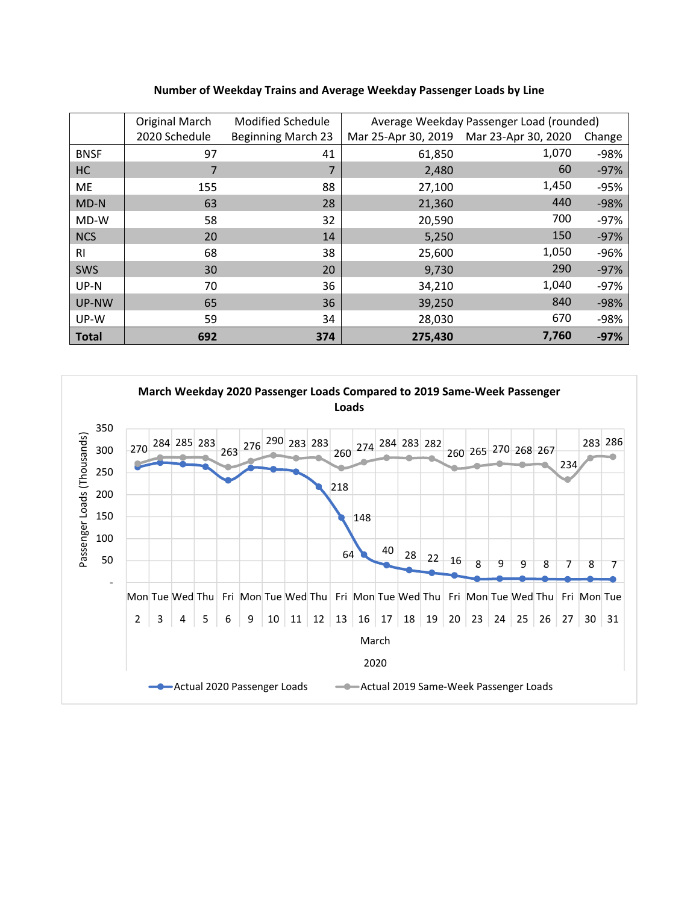**Number of Weekday Trains and Average Weekday Passenger Loads by Line**

| | Original March 2020 Schedule | Modified Schedule Beginning March 23 | Average Weekday Passenger Load (rounded) Mar 25-Apr 30, 2019 | Mar 23-Apr 30, 2020 | Change |
|---|---|---|---|---|---|
| BNSF | 97 | 41 | 61,850 | 1,070 | -98% |
| HC | 7 | 7 | 2,480 | 60 | -97% |
| ME | 155 | 88 | 27,100 | 1,450 | -95% |
| MD-N | 63 | 28 | 21,360 | 440 | -98% |
| MD-W | 58 | 32 | 20,590 | 700 | -97% |
| NCS | 20 | 14 | 5,250 | 150 | -97% |
| RI | 68 | 38 | 25,600 | 1,050 | -96% |
| SWS | 30 | 20 | 9,730 | 290 | -97% |
| UP-N | 70 | 36 | 34,210 | 1,040 | -97% |
| UP-NW | 65 | 36 | 39,250 | 840 | -98% |
| UP-W | 59 | 34 | 28,030 | 670 | -98% |
| **Total** | **692** | **374** | **275,430** | **7,760** | **-97%** |

**March Weekday 2020 Passenger Loads Compared to 2019 Same-Week Passenger Loads**

Passenger Loads (Thousands)

| March 2020 | Actual 2020 Passenger Loads | Actual 2019 Same-Week Passenger Loads |
|---|---|---|
| Mon 2 | | 270 |
| Tue 3 | | 284 |
| Wed 4 | | 285 |
| Thu 5 | | 283 |
| Fri 6 | | 263 |
| Mon 9 | | 276 |
| Tue 10 | | 290 |
| Wed 11 | | 283 |
| Thu 12 | 218 | 283 |
| Fri 13 | 148 | 260 |
| Mon 16 | 64 | 274 |
| Tue 17 | 40 | 284 |
| Wed 18 | 28 | 283 |
| Thu 19 | 22 | 282 |
| Fri 20 | 16 | 260 |
| Mon 23 | 8 | 265 |
| Tue 24 | 9 | 270 |
| Wed 25 | 9 | 268 |
| Thu 26 | 8 | 267 |
| Fri 27 | 7 | 234 |
| Mon 30 | 8 | 283 |
| Tue 31 | 7 | 286 |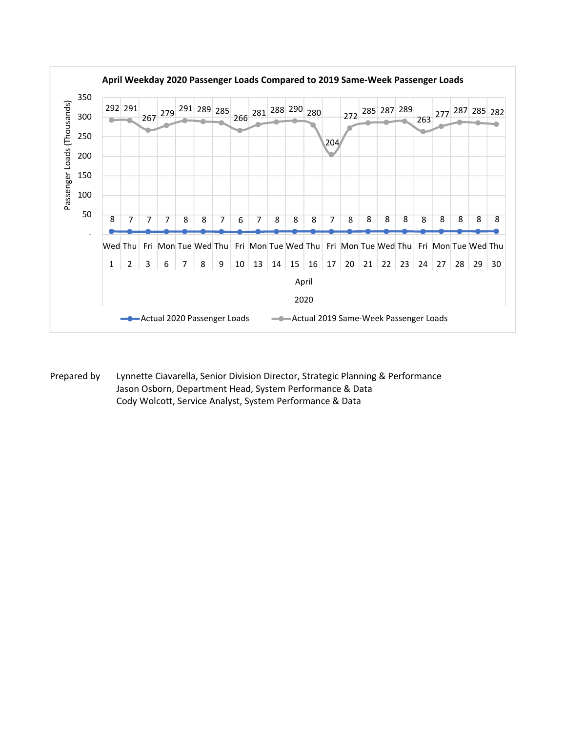**April Weekday 2020 Passenger Loads Compared to 2019 Same-Week Passenger Loads**

Passenger Loads (Thousands)

350
300
250
200
150
100
50
-

292 291 267 279 291 289 285 266 281 288 290 280 204 272 285 287 289 263 277 287 285 282

8 7 7 7 8 8 7 6 7 8 8 8 7 8 8 8 8 8 8 8 8 8

Wed Thu Fri Mon Tue Wed Thu Fri Mon Tue Wed Thu Fri Mon Tue Wed Thu Fri Mon Tue Wed Thu

1 2 3 6 7 8 9 10 13 14 15 16 17 20 21 22 23 24 27 28 29 30

April

2020

Actual 2020 Passenger Loads
Actual 2019 Same-Week Passenger Loads

Prepared by
Lynnette Ciavarella, Senior Division Director, Strategic Planning & Performance
Jason Osborn, Department Head, System Performance & Data
Cody Wolcott, Service Analyst, System Performance & Data